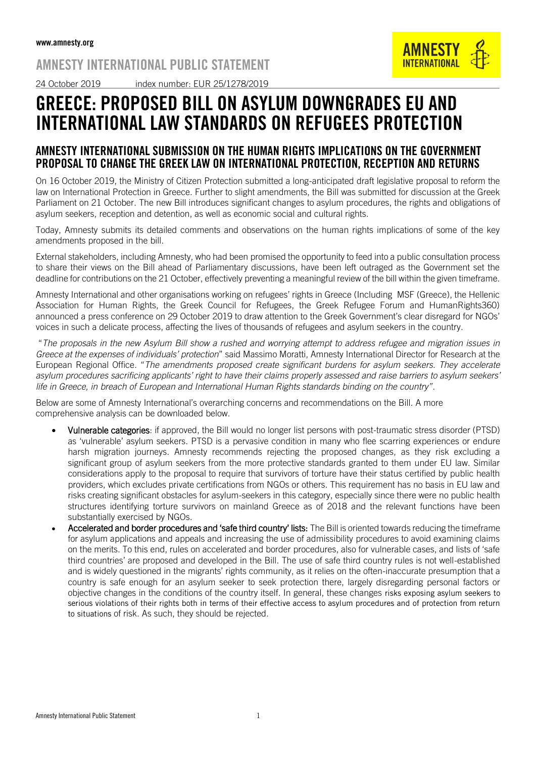www.amnesty.org

AMNESTY INTERNATIONAL PUBLIC STATEMENT

24 October 2019 index number: EUR 25/1278/2019

# GREECE: PROPOSED BILL ON ASYLUM DOWNGRADES EU AND INTERNATIONAL LAW STANDARDS ON REFUGEES PROTECTION

## AMNESTY INTERNATIONAL SUBMISSION ON THE HUMAN RIGHTS IMPLICATIONS ON THE GOVERNMENT PROPOSAL TO CHANGE THE GREEK LAW ON INTERNATIONAL PROTECTION, RECEPTION AND RETURNS

On 16 October 2019, the Ministry of Citizen Protection submitted a long-anticipated draft legislative proposal to reform the law on International Protection in Greece. Further to slight amendments, the Bill was submitted for discussion at the Greek Parliament on 21 October. The new Bill introduces significant changes to asylum procedures, the rights and obligations of asylum seekers, reception and detention, as well as economic social and cultural rights.

Today, Amnesty submits its detailed comments and observations on the human rights implications of some of the key amendments proposed in the bill.

External stakeholders, including Amnesty, who had been promised the opportunity to feed into a public consultation process to share their views on the Bill ahead of Parliamentary discussions, have been left outraged as the Government set the deadline for contributions on the 21 October, effectively preventing a meaningful review of the bill within the given timeframe.

Amnesty International and other organisations working on refugees' rights in Greece (Including MSF (Greece), the Hellenic Association for Human Rights, the Greek Council for Refugees, the Greek Refugee Forum and HumanRights360) announced a press conference on 29 October 2019 to draw attention to the Greek Government's clear disregard for NGOs' voices in such a delicate process, affecting the lives of thousands of refugees and asylum seekers in the country.

"*The proposals in the new Asylum Bill show a rushed and worrying attempt to address refugee and migration issues in Greece at the expenses of individuals' protection*" said Massimo Moratti, Amnesty International Director for Research at the European Regional Office. "*The amendments proposed create significant burdens for asylum seekers. They accelerate asylum procedures sacrificing applicants' right to have their claims properly assessed and raise barriers to asylum seekers' life in Greece, in breach of European and International Human Rights standards binding on the country*".

Below are some of Amnesty International's overarching concerns and recommendations on the Bill. A more comprehensive analysis can be downloaded below.

- **Vulnerable categories**: if approved, the Bill would no longer list persons with post-traumatic stress disorder (PTSD) as 'vulnerable' asylum seekers. PTSD is a pervasive condition in many who flee scarring experiences or endure harsh migration journeys. Amnesty recommends rejecting the proposed changes, as they risk excluding a significant group of asylum seekers from the more protective standards granted to them under EU law. Similar considerations apply to the proposal to require that survivors of torture have their status certified by public health providers, which excludes private certifications from NGOs or others. This requirement has no basis in EU law and risks creating significant obstacles for asylum-seekers in this category, especially since there were no public health structures identifying torture survivors on mainland Greece as of 2018 and the relevant functions have been substantially exercised by NGOs.
- **Accelerated and border procedures and 'safe third country' lists:** The Bill is oriented towards reducing the timeframe for asylum applications and appeals and increasing the use of admissibility procedures to avoid examining claims on the merits. To this end, rules on accelerated and border procedures, also for vulnerable cases, and lists of 'safe third countries' are proposed and developed in the Bill. The use of safe third country rules is not well-established and is widely questioned in the migrants' rights community, as it relies on the often-inaccurate presumption that a country is safe enough for an asylum seeker to seek protection there, largely disregarding personal factors or objective changes in the conditions of the country itself. In general, these changes risks exposing asylum seekers to serious violations of their rights both in terms of their effective access to asylum procedures and of protection from return to situations of risk. As such, they should be rejected.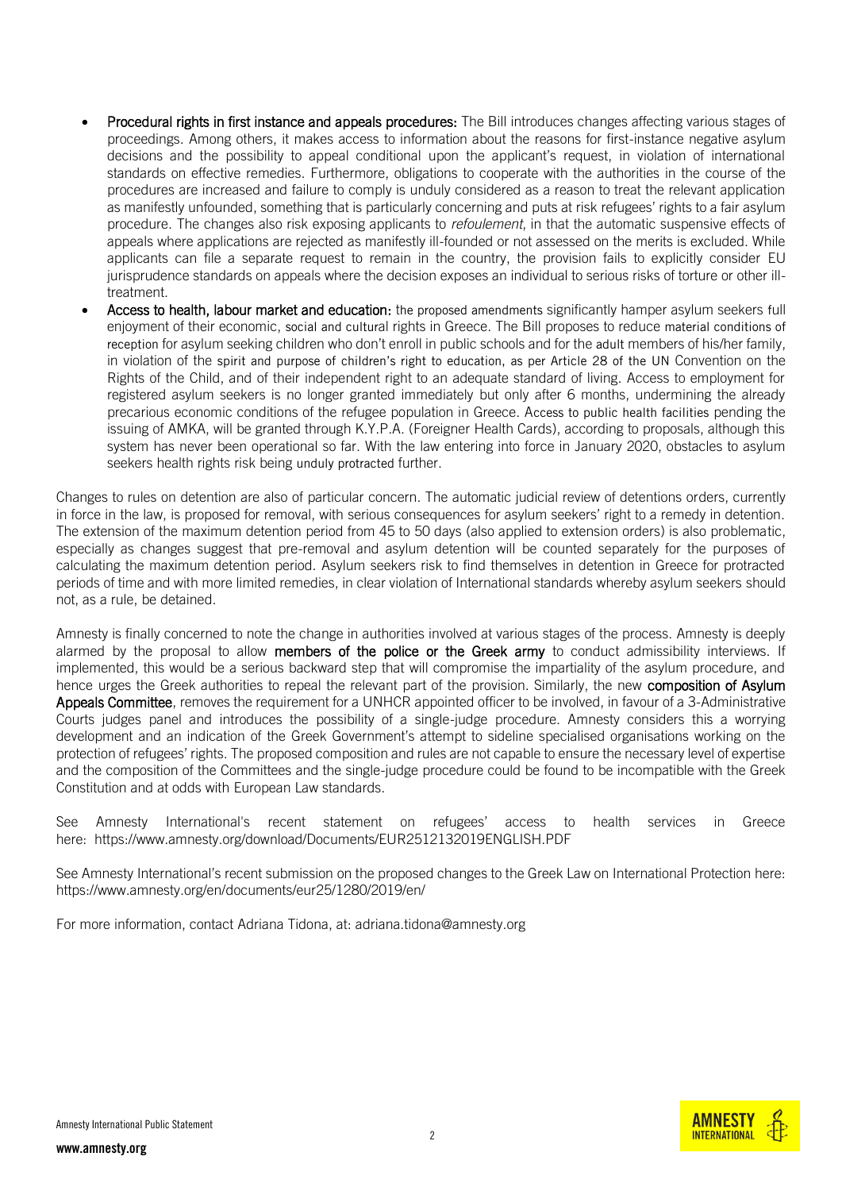- **Procedural rights in first instance and appeals procedures:** The Bill introduces changes affecting various stages of proceedings. Among others, it makes access to information about the reasons for first-instance negative asylum decisions and the possibility to appeal conditional upon the applicant's request, in violation of international standards on effective remedies. Furthermore, obligations to cooperate with the authorities in the course of the procedures are increased and failure to comply is unduly considered as a reason to treat the relevant application as manifestly unfounded, something that is particularly concerning and puts at risk refugees' rights to a fair asylum procedure. The changes also risk exposing applicants to *refoulement*, in that the automatic suspensive effects of appeals where applications are rejected as manifestly ill-founded or not assessed on the merits is excluded. While applicants can file a separate request to remain in the country, the provision fails to explicitly consider EU jurisprudence standards on appeals where the decision exposes an individual to serious risks of torture or other ill-treatment.
- **Access to health, labour market and education:** the proposed amendments significantly hamper asylum seekers full enjoyment of their economic, social and cultural rights in Greece. The Bill proposes to reduce material conditions of reception for asylum seeking children who don't enroll in public schools and for the adult members of his/her family, in violation of the spirit and purpose of children's right to education, as per Article 28 of the UN Convention on the Rights of the Child, and of their independent right to an adequate standard of living. Access to employment for registered asylum seekers is no longer granted immediately but only after 6 months, undermining the already precarious economic conditions of the refugee population in Greece. Access to public health facilities pending the issuing of AMKA, will be granted through K.Y.P.A. (Foreigner Health Cards), according to proposals, although this system has never been operational so far. With the law entering into force in January 2020, obstacles to asylum seekers health rights risk being unduly protracted further.

Changes to rules on detention are also of particular concern. The automatic judicial review of detentions orders, currently in force in the law, is proposed for removal, with serious consequences for asylum seekers' right to a remedy in detention. The extension of the maximum detention period from 45 to 50 days (also applied to extension orders) is also problematic, especially as changes suggest that pre-removal and asylum detention will be counted separately for the purposes of calculating the maximum detention period. Asylum seekers risk to find themselves in detention in Greece for protracted periods of time and with more limited remedies, in clear violation of International standards whereby asylum seekers should not, as a rule, be detained.

Amnesty is finally concerned to note the change in authorities involved at various stages of the process. Amnesty is deeply alarmed by the proposal to allow **members of the police or the Greek army** to conduct admissibility interviews. If implemented, this would be a serious backward step that will compromise the impartiality of the asylum procedure, and hence urges the Greek authorities to repeal the relevant part of the provision. Similarly, the new **composition of Asylum Appeals Committee**, removes the requirement for a UNHCR appointed officer to be involved, in favour of a 3-Administrative Courts judges panel and introduces the possibility of a single-judge procedure. Amnesty considers this a worrying development and an indication of the Greek Government's attempt to sideline specialised organisations working on the protection of refugees' rights. The proposed composition and rules are not capable to ensure the necessary level of expertise and the composition of the Committees and the single-judge procedure could be found to be incompatible with the Greek Constitution and at odds with European Law standards.

See Amnesty International's recent statement on refugees' access to health services in Greece here: https://www.amnesty.org/download/Documents/EUR2512132019ENGLISH.PDF

See Amnesty International's recent submission on the proposed changes to the Greek Law on International Protection here: https://www.amnesty.org/en/documents/eur25/1280/2019/en/

For more information, contact Adriana Tidona, at: adriana.tidona@amnesty.org